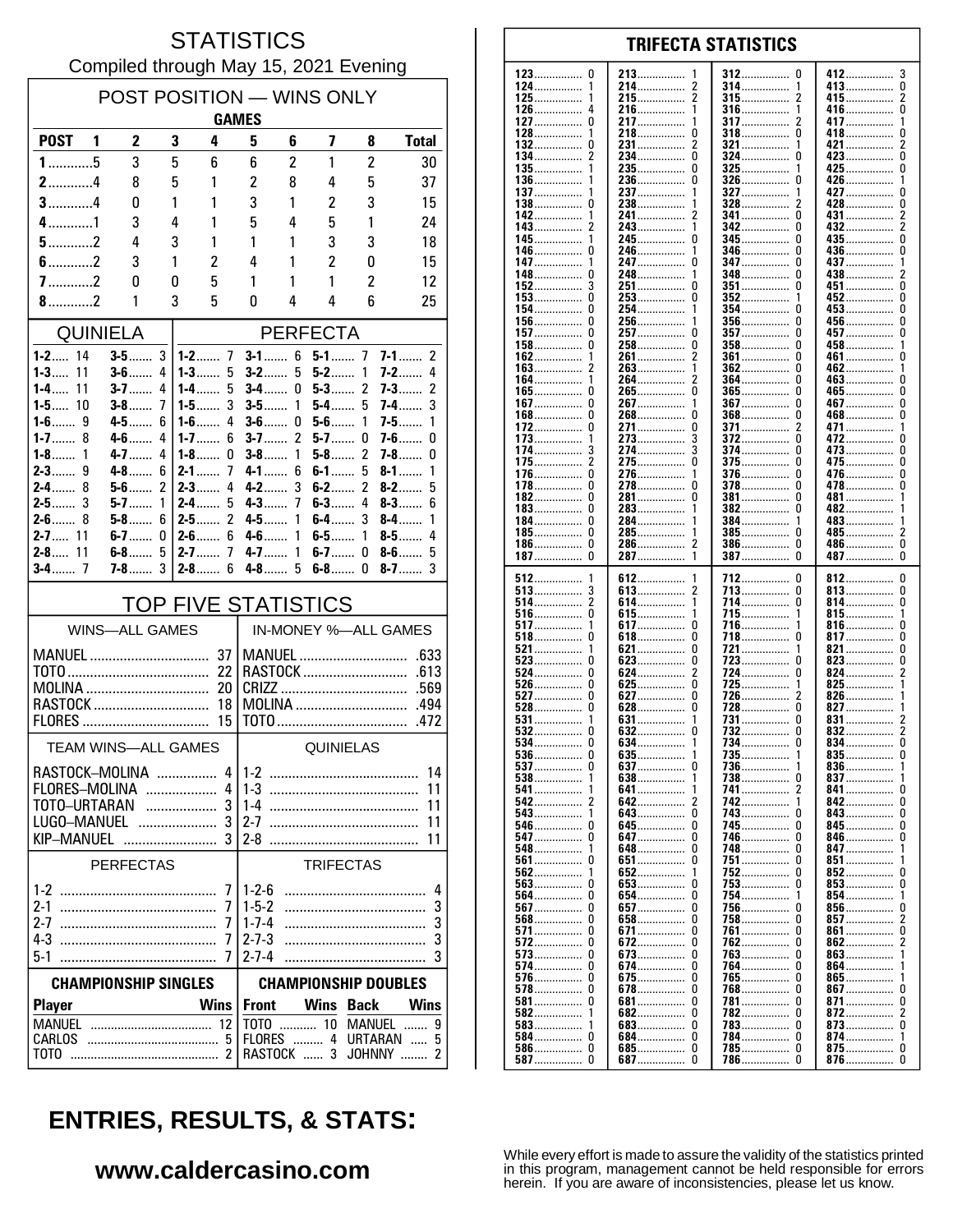# STATISTICS

Compiled through May 15, 2021 Evening

## POST POSITION — WINS ONLY

| POST | GAMES 1 | 2 | 3 | 4 | 5 | 6 | 7 | 8 | Total |
|---|---|---|---|---|---|---|---|---|---|
| 1 | 5 | 3 | 5 | 6 | 6 | 2 | 1 | 2 | 30 |
| 2 | 4 | 8 | 5 | 1 | 2 | 8 | 4 | 5 | 37 |
| 3 | 4 | 0 | 1 | 1 | 3 | 1 | 2 | 3 | 15 |
| 4 | 1 | 3 | 4 | 1 | 5 | 4 | 5 | 1 | 24 |
| 5 | 2 | 4 | 3 | 1 | 1 | 1 | 3 | 3 | 18 |
| 6 | 2 | 3 | 1 | 2 | 4 | 1 | 2 | 0 | 15 |
| 7 | 2 | 0 | 0 | 5 | 1 | 1 | 1 | 2 | 12 |
| 8 | 2 | 1 | 3 | 5 | 0 | 4 | 4 | 6 | 25 |

## QUINIELA

| | | | |
|---|---|---|---|
| 1-2 | 14 | 3-5 | 3 |
| 1-3 | 11 | 3-6 | 4 |
| 1-4 | 11 | 3-7 | 4 |
| 1-5 | 10 | 3-8 | 7 |
| 1-6 | 9 | 4-5 | 6 |
| 1-7 | 8 | 4-6 | 4 |
| 1-8 | 1 | 4-7 | 4 |
| 2-3 | 9 | 4-8 | 6 |
| 2-4 | 8 | 5-6 | 2 |
| 2-5 | 3 | 5-7 | 1 |
| 2-6 | 8 | 5-8 | 6 |
| 2-7 | 11 | 6-7 | 0 |
| 2-8 | 11 | 6-8 | 5 |
| 3-4 | 7 | 7-8 | 3 |

## PERFECTA

| | | | | | | | |
|---|---|---|---|---|---|---|---|
| 1-2 | 7 | 3-1 | 6 | 5-1 | 7 | 7-1 | 2 |
| 1-3 | 5 | 3-2 | 5 | 5-2 | 1 | 7-2 | 4 |
| 1-4 | 5 | 3-4 | 0 | 5-3 | 2 | 7-3 | 2 |
| 1-5 | 3 | 3-5 | 1 | 5-4 | 5 | 7-4 | 3 |
| 1-6 | 4 | 3-6 | 0 | 5-6 | 1 | 7-5 | 1 |
| 1-7 | 6 | 3-7 | 2 | 5-7 | 0 | 7-6 | 0 |
| 1-8 | 0 | 3-8 | 1 | 5-8 | 2 | 7-8 | 0 |
| 2-1 | 7 | 4-1 | 6 | 6-1 | 5 | 8-1 | 1 |
| 2-3 | 4 | 4-2 | 3 | 6-2 | 2 | 8-2 | 5 |
| 2-4 | 5 | 4-3 | 7 | 6-3 | 4 | 8-3 | 6 |
| 2-5 | 2 | 4-5 | 1 | 6-4 | 3 | 8-4 | 1 |
| 2-6 | 6 | 4-6 | 1 | 6-5 | 1 | 8-5 | 4 |
| 2-7 | 7 | 4-7 | 1 | 6-7 | 0 | 8-6 | 5 |
| 2-8 | 6 | 4-8 | 5 | 6-8 | 0 | 8-7 | 3 |

## TOP FIVE STATISTICS

| WINS—ALL GAMES | | IN-MONEY %—ALL GAMES | |
|---|---|---|---|
| MANUEL | 37 | MANUEL | .633 |
| TOTO | 22 | RASTOCK | .613 |
| MOLINA | 20 | CRIZZ | .569 |
| RASTOCK | 18 | MOLINA | .494 |
| FLORES | 15 | TOTO | .472 |

| TEAM WINS—ALL GAMES | | QUINIELAS | |
|---|---|---|---|
| RASTOCK–MOLINA | 4 | 1-2 | 14 |
| FLORES–MOLINA | 4 | 1-3 | 11 |
| TOTO–URTARAN | 3 | 1-4 | 11 |
| LUGO–MANUEL | 3 | 2-7 | 11 |
| KIP–MANUEL | 3 | 2-8 | 11 |

| PERFECTAS | | TRIFECTAS | |
|---|---|---|---|
| 1-2 | 7 | 1-2-6 | 4 |
| 2-1 | 7 | 1-5-2 | 3 |
| 2-7 | 7 | 1-7-4 | 3 |
| 4-3 | 7 | 2-7-3 | 3 |
| 5-1 | 7 | 2-7-4 | 3 |

| CHAMPIONSHIP SINGLES | | CHAMPIONSHIP DOUBLES | | | |
|---|---|---|---|---|---|
| Player | Wins | Front | Wins | Back | Wins |
| MANUEL | 12 | TOTO | 10 | MANUEL | 9 |
| CARLOS | 5 | FLORES | 4 | URTARAN | 5 |
| TOTO | 2 | RASTOCK | 3 | JOHNNY | 2 |

## TRIFECTA STATISTICS

| | | | | | | | |
|---|---|---|---|---|---|---|---|
| 123 | 0 | 213 | 1 | 312 | 0 | 412 | 3 |
| 124 | 1 | 214 | 2 | 314 | 1 | 413 | 0 |
| 125 | 1 | 215 | 2 | 315 | 2 | 415 | 2 |
| 126 | 4 | 216 | 1 | 316 | 1 | 416 | 0 |
| 127 | 0 | 217 | 1 | 317 | 2 | 417 | 1 |
| 128 | 1 | 218 | 0 | 318 | 0 | 418 | 0 |
| 132 | 0 | 231 | 2 | 321 | 1 | 421 | 2 |
| 134 | 2 | 234 | 0 | 324 | 0 | 423 | 0 |
| 135 | 1 | 235 | 0 | 325 | 1 | 425 | 0 |
| 136 | 1 | 236 | 0 | 326 | 0 | 426 | 1 |
| 137 | 1 | 237 | 1 | 327 | 1 | 427 | 0 |
| 138 | 0 | 238 | 1 | 328 | 2 | 428 | 0 |
| 142 | 1 | 241 | 2 | 341 | 0 | 431 | 2 |
| 143 | 2 | 243 | 1 | 342 | 0 | 432 | 2 |
| 145 | 1 | 245 | 0 | 345 | 0 | 435 | 0 |
| 146 | 0 | 246 | 1 | 346 | 0 | 436 | 0 |
| 147 | 1 | 247 | 0 | 347 | 0 | 437 | 1 |
| 148 | 0 | 248 | 1 | 348 | 0 | 438 | 2 |
| 152 | 3 | 251 | 0 | 351 | 0 | 451 | 0 |
| 153 | 0 | 253 | 0 | 352 | 1 | 452 | 0 |
| 154 | 0 | 254 | 1 | 354 | 0 | 453 | 0 |
| 156 | 0 | 256 | 1 | 356 | 0 | 456 | 0 |
| 157 | 0 | 257 | 0 | 357 | 0 | 457 | 0 |
| 158 | 0 | 258 | 0 | 358 | 0 | 458 | 1 |
| 162 | 1 | 261 | 2 | 361 | 0 | 461 | 0 |
| 163 | 2 | 263 | 1 | 362 | 0 | 462 | 1 |
| 164 | 1 | 264 | 2 | 364 | 0 | 463 | 0 |
| 165 | 0 | 265 | 0 | 365 | 0 | 465 | 0 |
| 167 | 0 | 267 | 1 | 367 | 0 | 467 | 0 |
| 168 | 0 | 268 | 0 | 368 | 0 | 468 | 0 |
| 172 | 0 | 271 | 0 | 371 | 2 | 471 | 1 |
| 173 | 1 | 273 | 3 | 372 | 0 | 472 | 0 |
| 174 | 3 | 274 | 3 | 374 | 0 | 473 | 0 |
| 175 | 2 | 275 | 0 | 375 | 0 | 475 | 0 |
| 176 | 0 | 276 | 1 | 376 | 0 | 476 | 0 |
| 178 | 0 | 278 | 0 | 378 | 0 | 478 | 0 |
| 182 | 0 | 281 | 0 | 381 | 0 | 481 | 1 |
| 183 | 0 | 283 | 1 | 382 | 0 | 482 | 1 |
| 184 | 0 | 284 | 1 | 384 | 1 | 483 | 1 |
| 185 | 0 | 285 | 1 | 385 | 0 | 485 | 2 |
| 186 | 0 | 286 | 2 | 386 | 0 | 486 | 0 |
| 187 | 0 | 287 | 1 | 387 | 0 | 487 | 0 |
| 512 | 1 | 612 | 1 | 712 | 0 | 812 | 0 |
| 513 | 3 | 613 | 2 | 713 | 0 | 813 | 0 |
| 514 | 2 | 614 | 1 | 714 | 0 | 814 | 0 |
| 516 | 0 | 615 | 1 | 715 | 1 | 815 | 1 |
| 517 | 1 | 617 | 0 | 716 | 1 | 816 | 0 |
| 518 | 0 | 618 | 0 | 718 | 0 | 817 | 0 |
| 521 | 1 | 621 | 0 | 721 | 1 | 821 | 0 |
| 523 | 0 | 623 | 0 | 723 | 0 | 823 | 0 |
| 524 | 0 | 624 | 2 | 724 | 0 | 824 | 2 |
| 526 | 0 | 625 | 0 | 725 | 1 | 825 | 1 |
| 527 | 0 | 627 | 0 | 726 | 2 | 826 | 1 |
| 528 | 0 | 628 | 0 | 728 | 0 | 827 | 1 |
| 531 | 1 | 631 | 1 | 731 | 0 | 831 | 2 |
| 532 | 0 | 632 | 0 | 732 | 0 | 832 | 2 |
| 534 | 0 | 634 | 1 | 734 | 0 | 834 | 0 |
| 536 | 0 | 635 | 1 | 735 | 1 | 835 | 0 |
| 537 | 0 | 637 | 0 | 736 | 1 | 836 | 1 |
| 538 | 1 | 638 | 1 | 738 | 0 | 837 | 1 |
| 541 | 1 | 641 | 1 | 741 | 2 | 841 | 0 |
| 542 | 2 | 642 | 2 | 742 | 1 | 842 | 0 |
| 543 | 1 | 643 | 0 | 743 | 0 | 843 | 0 |
| 546 | 0 | 645 | 0 | 745 | 0 | 845 | 0 |
| 547 | 0 | 647 | 0 | 746 | 0 | 846 | 0 |
| 548 | 1 | 648 | 0 | 748 | 0 | 847 | 1 |
| 561 | 0 | 651 | 0 | 751 | 0 | 851 | 1 |
| 562 | 1 | 652 | 1 | 752 | 0 | 852 | 0 |
| 563 | 0 | 653 | 0 | 753 | 0 | 853 | 0 |
| 564 | 0 | 654 | 0 | 754 | 1 | 854 | 1 |
| 567 | 0 | 657 | 0 | 756 | 0 | 856 | 0 |
| 568 | 0 | 658 | 0 | 758 | 0 | 857 | 2 |
| 571 | 0 | 671 | 0 | 761 | 0 | 861 | 0 |
| 572 | 0 | 672 | 0 | 762 | 0 | 862 | 2 |
| 573 | 0 | 673 | 0 | 763 | 0 | 863 | 1 |
| 574 | 0 | 674 | 0 | 764 | 0 | 864 | 1 |
| 576 | 0 | 675 | 0 | 765 | 0 | 865 | 1 |
| 578 | 0 | 678 | 0 | 768 | 0 | 867 | 0 |
| 581 | 0 | 681 | 0 | 781 | 0 | 871 | 0 |
| 582 | 1 | 682 | 0 | 782 | 0 | 872 | 2 |
| 583 | 1 | 683 | 0 | 783 | 0 | 873 | 0 |
| 584 | 0 | 684 | 0 | 784 | 0 | 874 | 1 |
| 586 | 0 | 685 | 0 | 785 | 0 | 875 | 0 |
| 587 | 0 | 687 | 0 | 786 | 0 | 876 | 0 |

## ENTRIES, RESULTS, & STATS:

**www.caldercasino.com**

While every effort is made to assure the validity of the statistics printed in this program, management cannot be held responsible for errors herein. If you are aware of inconsistencies, please let us know.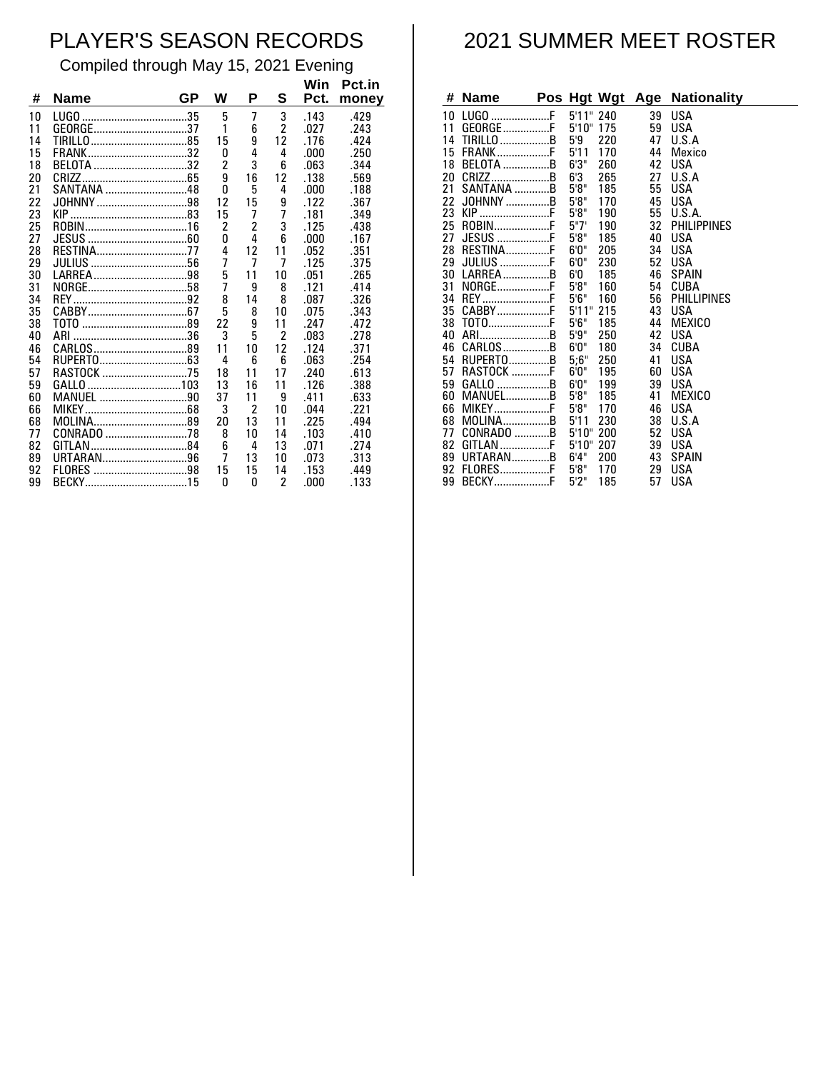# PLAYER'S SEASON RECORDS

Compiled through May 15, 2021 Evening

| # | Name | GP | W | P | S | Win Pct. | Pct.in money |
|---|---|---|---|---|---|---|---|
| 10 | LUGO | 35 | 5 | 7 | 3 | .143 | .429 |
| 11 | GEORGE | 37 | 1 | 6 | 2 | .027 | .243 |
| 14 | TIRILLO | 85 | 15 | 9 | 12 | .176 | .424 |
| 15 | FRANK | 32 | 0 | 4 | 4 | .000 | .250 |
| 18 | BELOTA | 32 | 2 | 3 | 6 | .063 | .344 |
| 20 | CRIZZ | 65 | 9 | 16 | 12 | .138 | .569 |
| 21 | SANTANA | 48 | 0 | 5 | 4 | .000 | .188 |
| 22 | JOHNNY | 98 | 12 | 15 | 9 | .122 | .367 |
| 23 | KIP | 83 | 15 | 7 | 7 | .181 | .349 |
| 25 | ROBIN | 16 | 2 | 2 | 3 | .125 | .438 |
| 27 | JESUS | 60 | 0 | 4 | 6 | .000 | .167 |
| 28 | RESTINA | 77 | 4 | 12 | 11 | .052 | .351 |
| 29 | JULIUS | 56 | 7 | 7 | 7 | .125 | .375 |
| 30 | LARREA | 98 | 5 | 11 | 10 | .051 | .265 |
| 31 | NORGE | 58 | 7 | 9 | 8 | .121 | .414 |
| 34 | REY | 92 | 8 | 14 | 8 | .087 | .326 |
| 35 | CABBY | 67 | 5 | 8 | 10 | .075 | .343 |
| 38 | TOTO | 89 | 22 | 9 | 11 | .247 | .472 |
| 40 | ARI | 36 | 3 | 5 | 2 | .083 | .278 |
| 46 | CARLOS | 89 | 11 | 10 | 12 | .124 | .371 |
| 54 | RUPERTO | 63 | 4 | 6 | 6 | .063 | .254 |
| 57 | RASTOCK | 75 | 18 | 11 | 17 | .240 | .613 |
| 59 | GALLO | 103 | 13 | 16 | 11 | .126 | .388 |
| 60 | MANUEL | 90 | 37 | 11 | 9 | .411 | .633 |
| 66 | MIKEY | 68 | 3 | 2 | 10 | .044 | .221 |
| 68 | MOLINA | 89 | 20 | 13 | 11 | .225 | .494 |
| 77 | CONRADO | 78 | 8 | 10 | 14 | .103 | .410 |
| 82 | GITLAN | 84 | 6 | 4 | 13 | .071 | .274 |
| 89 | URTARAN | 96 | 7 | 13 | 10 | .073 | .313 |
| 92 | FLORES | 98 | 15 | 15 | 14 | .153 | .449 |
| 99 | BECKY | 15 | 0 | 0 | 2 | .000 | .133 |

# 2021 SUMMER MEET ROSTER

| # | Name | Pos | Hgt | Wgt | Age | Nationality |
|---|---|---|---|---|---|---|
| 10 | LUGO | F | 5'11" | 240 | 39 | USA |
| 11 | GEORGE | F | 5'10" | 175 | 59 | USA |
| 14 | TIRILLO | B | 5'9 | 220 | 47 | U.S.A |
| 15 | FRANK | F | 5'11 | 170 | 44 | Mexico |
| 18 | BELOTA | B | 6'3" | 260 | 42 | USA |
| 20 | CRIZZ | B | 6'3 | 265 | 27 | U.S.A |
| 21 | SANTANA | B | 5'8" | 185 | 55 | USA |
| 22 | JOHNNY | B | 5'8" | 170 | 45 | USA |
| 23 | KIP | F | 5'8" | 190 | 55 | U.S.A. |
| 25 | ROBIN | F | 5"7' | 190 | 32 | PHILIPPINES |
| 27 | JESUS | F | 5'8" | 185 | 40 | USA |
| 28 | RESTINA | F | 6'0" | 205 | 34 | USA |
| 29 | JULIUS | F | 6'0" | 230 | 52 | USA |
| 30 | LARREA | B | 6'0 | 185 | 46 | SPAIN |
| 31 | NORGE | F | 5'8" | 160 | 54 | CUBA |
| 34 | REY | F | 5'6" | 160 | 56 | PHILLIPINES |
| 35 | CABBY | F | 5'11" | 215 | 43 | USA |
| 38 | TOTO | F | 5'6" | 185 | 44 | MEXICO |
| 40 | ARI | B | 5'9" | 250 | 42 | USA |
| 46 | CARLOS | B | 6'0" | 180 | 34 | CUBA |
| 54 | RUPERTO | B | 5;6" | 250 | 41 | USA |
| 57 | RASTOCK | F | 6'0" | 195 | 60 | USA |
| 59 | GALLO | B | 6'0" | 199 | 39 | USA |
| 60 | MANUEL | B | 5'8" | 185 | 41 | MEXICO |
| 66 | MIKEY | F | 5'8" | 170 | 46 | USA |
| 68 | MOLINA | B | 5'11 | 230 | 38 | U.S.A |
| 77 | CONRADO | B | 5'10" | 200 | 52 | USA |
| 82 | GITLAN | F | 5'10" | 207 | 39 | USA |
| 89 | URTARAN | B | 6'4" | 200 | 43 | SPAIN |
| 92 | FLORES | F | 5'8" | 170 | 29 | USA |
| 99 | BECKY | F | 5'2" | 185 | 57 | USA |